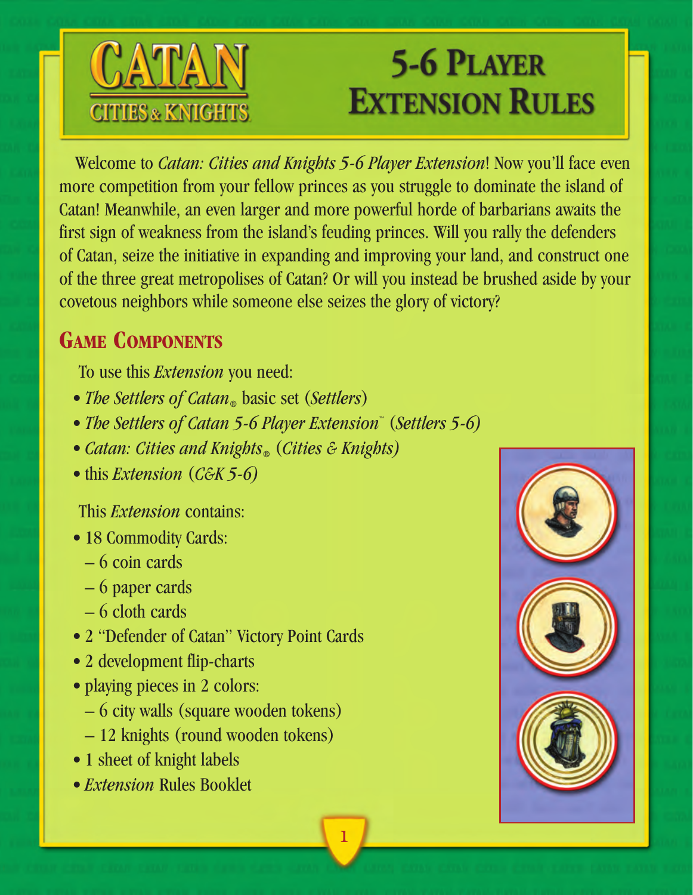# CATAN CITIES & KNIGHTS

# 5-6 Player Extension Rules

Welcome to *Catan: Cities and Knights 5-6 Player Extension*! Now you'll face even more competition from your fellow princes as you struggle to dominate the island of Catan! Meanwhile, an even larger and more powerful horde of barbarians awaits the first sign of weakness from the island's feuding princes. Will you rally the defenders of Catan, seize the initiative in expanding and improving your land, and construct one of the three great metropolises of Catan? Or will you instead be brushed aside by your covetous neighbors while someone else seizes the glory of victory?

## Game Components

To use this *Extension* you need:

- *The Settlers of Catan*® basic set (*Settlers*)
- *The Settlers of Catan 5-6 Player Extension*™ (*Settlers 5-6*)
- *Catan: Cities and Knights*® (*Cities & Knights*)
- this *Extension* (*C&K 5-6*)

This *Extension* contains:

- 18 Commodity Cards:
  - 6 coin cards
  - 6 paper cards
  - 6 cloth cards
- 2 "Defender of Catan" Victory Point Cards
- 2 development flip-charts
- playing pieces in 2 colors:
  - 6 city walls (square wooden tokens)
  - 12 knights (round wooden tokens)
- 1 sheet of knight labels
- *Extension* Rules Booklet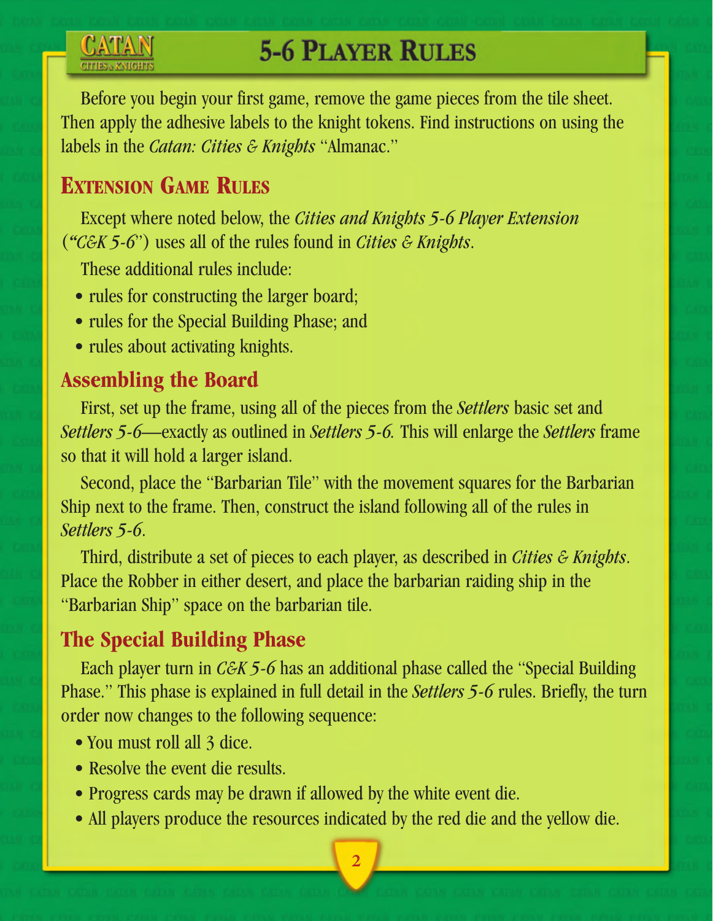# 5-6 Player Rules

Before you begin your first game, remove the game pieces from the tile sheet. Then apply the adhesive labels to the knight tokens. Find instructions on using the labels in the *Catan: Cities & Knights* "Almanac."

## Extension Game Rules

Except where noted below, the *Cities and Knights 5-6 Player Extension* (*"C&K 5-6*") uses all of the rules found in *Cities & Knights*.

These additional rules include:

- rules for constructing the larger board;
- rules for the Special Building Phase; and
- rules about activating knights.

### Assembling the Board

First, set up the frame, using all of the pieces from the *Settlers* basic set and *Settlers 5-6*—exactly as outlined in *Settlers 5-6.* This will enlarge the *Settlers* frame so that it will hold a larger island.

Second, place the "Barbarian Tile" with the movement squares for the Barbarian Ship next to the frame. Then, construct the island following all of the rules in *Settlers 5-6*.

Third, distribute a set of pieces to each player, as described in *Cities & Knights*. Place the Robber in either desert, and place the barbarian raiding ship in the "Barbarian Ship" space on the barbarian tile.

### The Special Building Phase

Each player turn in *C&K 5-6* has an additional phase called the "Special Building Phase." This phase is explained in full detail in the *Settlers 5-6* rules. Briefly, the turn order now changes to the following sequence:

- You must roll all 3 dice.
- Resolve the event die results.
- Progress cards may be drawn if allowed by the white event die.
- All players produce the resources indicated by the red die and the yellow die.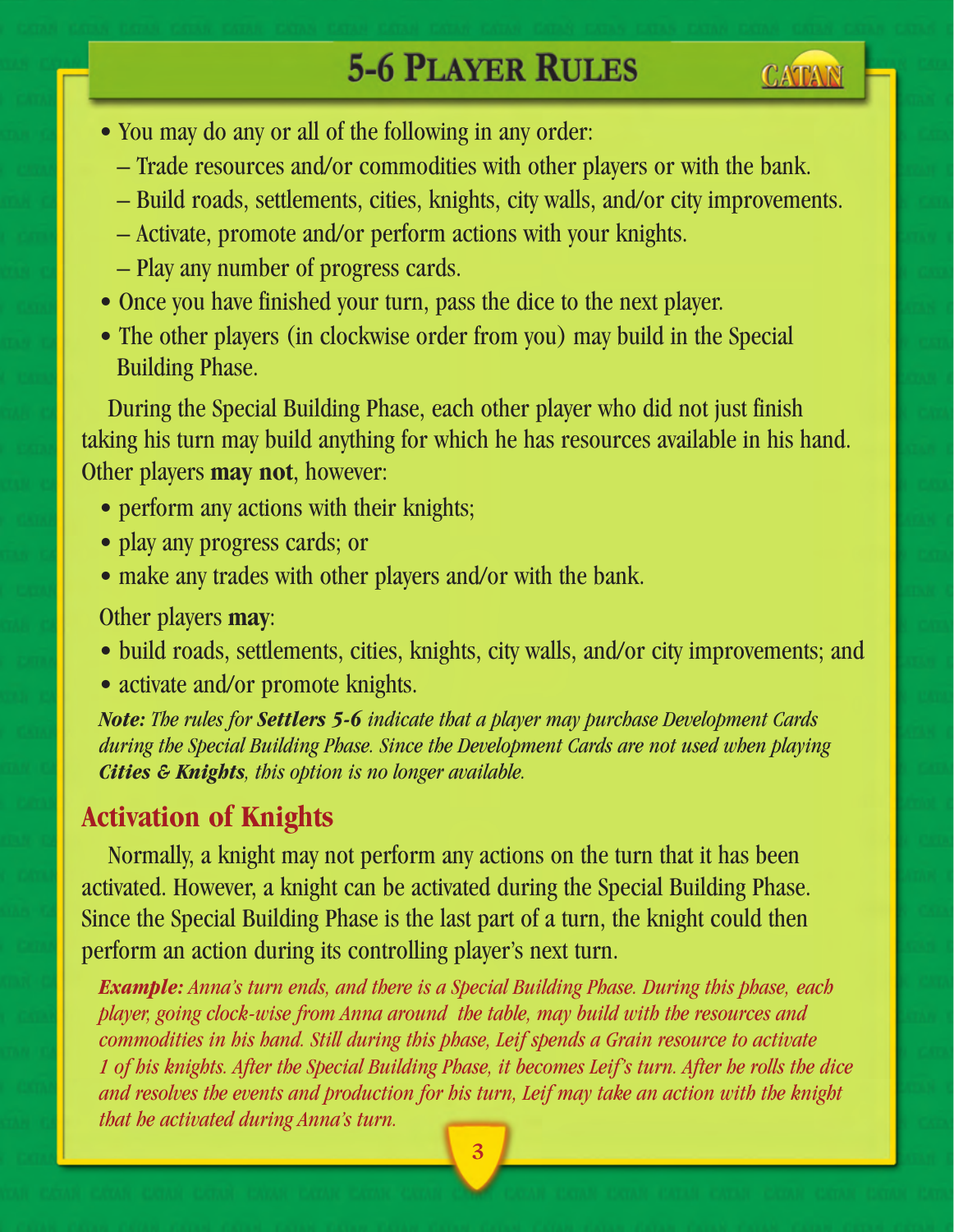# 5-6 Player Rules

- You may do any or all of the following in any order:
  - Trade resources and/or commodities with other players or with the bank.
  - Build roads, settlements, cities, knights, city walls, and/or city improvements.
  - Activate, promote and/or perform actions with your knights.
  - Play any number of progress cards.
- Once you have finished your turn, pass the dice to the next player.
- The other players (in clockwise order from you) may build in the Special Building Phase.

During the Special Building Phase, each other player who did not just finish taking his turn may build anything for which he has resources available in his hand. Other players **may not**, however:

- perform any actions with their knights;
- play any progress cards; or
- make any trades with other players and/or with the bank.

Other players **may**:

- build roads, settlements, cities, knights, city walls, and/or city improvements; and
- activate and/or promote knights.

***Note:** The rules for **Settlers 5-6** indicate that a player may purchase Development Cards during the Special Building Phase. Since the Development Cards are not used when playing **Cities & Knights**, this option is no longer available.*

## Activation of Knights

Normally, a knight may not perform any actions on the turn that it has been activated. However, a knight can be activated during the Special Building Phase. Since the Special Building Phase is the last part of a turn, the knight could then perform an action during its controlling player's next turn.

***Example:** Anna's turn ends, and there is a Special Building Phase. During this phase, each player, going clock-wise from Anna around the table, may build with the resources and commodities in his hand. Still during this phase, Leif spends a Grain resource to activate 1 of his knights. After the Special Building Phase, it becomes Leif's turn. After he rolls the dice and resolves the events and production for his turn, Leif may take an action with the knight that he activated during Anna's turn.*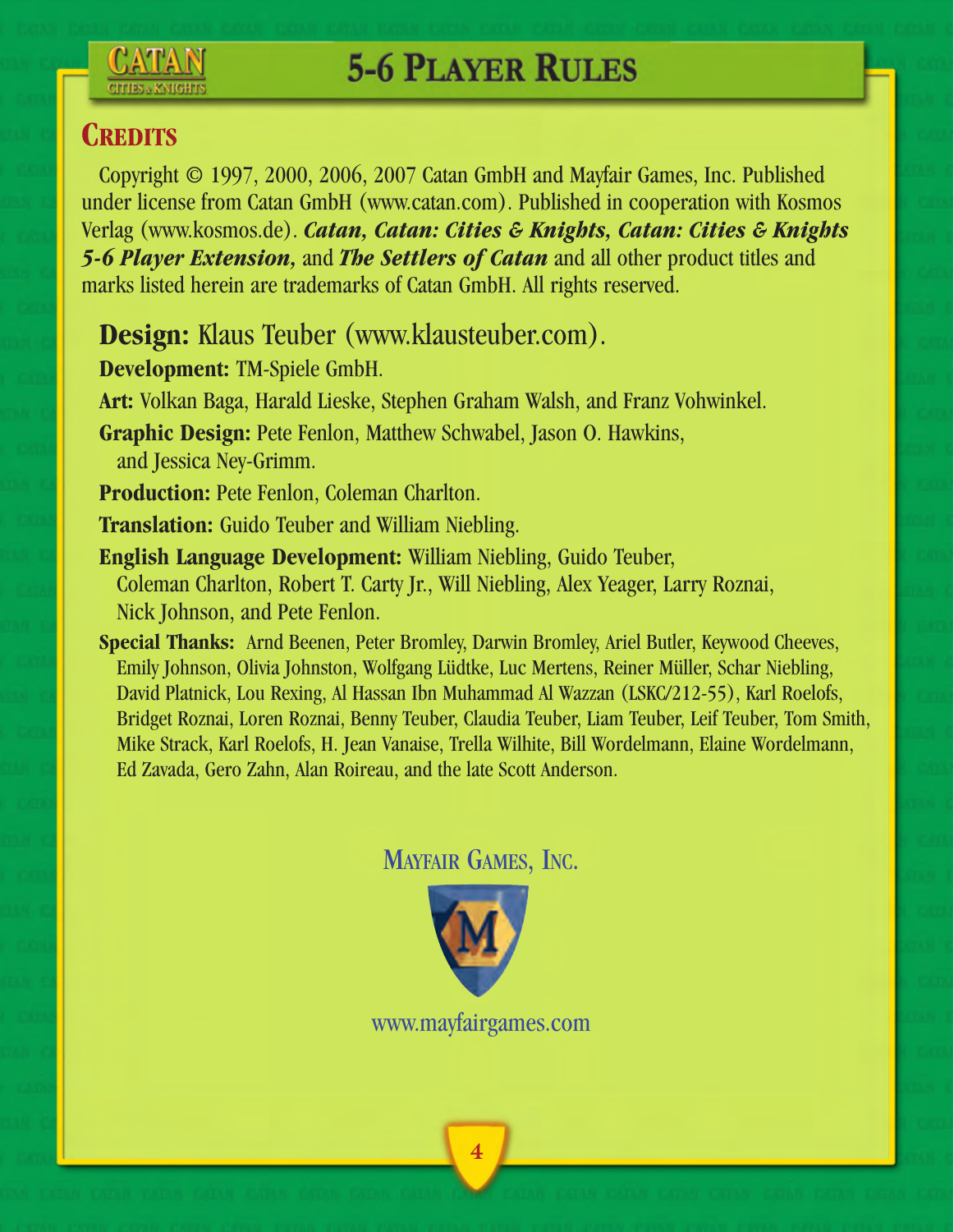## Credits

Copyright © 1997, 2000, 2006, 2007 Catan GmbH and Mayfair Games, Inc. Published under license from Catan GmbH (www.catan.com). Published in cooperation with Kosmos Verlag (www.kosmos.de). ***Catan, Catan: Cities & Knights, Catan: Cities & Knights 5-6 Player Extension,*** and ***The Settlers of Catan*** and all other product titles and marks listed herein are trademarks of Catan GmbH. All rights reserved.

**Design:** Klaus Teuber (www.klausteuber.com).

**Development:** TM-Spiele GmbH.

**Art:** Volkan Baga, Harald Lieske, Stephen Graham Walsh, and Franz Vohwinkel.

**Graphic Design:** Pete Fenlon, Matthew Schwabel, Jason O. Hawkins, and Jessica Ney-Grimm.

**Production:** Pete Fenlon, Coleman Charlton.

**Translation:** Guido Teuber and William Niebling.

**English Language Development:** William Niebling, Guido Teuber, Coleman Charlton, Robert T. Carty Jr., Will Niebling, Alex Yeager, Larry Roznai, Nick Johnson, and Pete Fenlon.

**Special Thanks:** Arnd Beenen, Peter Bromley, Darwin Bromley, Ariel Butler, Keywood Cheeves, Emily Johnson, Olivia Johnston, Wolfgang Lüdtke, Luc Mertens, Reiner Müller, Schar Niebling, David Platnick, Lou Rexing, Al Hassan Ibn Muhammad Al Wazzan (LSKC/212-55), Karl Roelofs, Bridget Roznai, Loren Roznai, Benny Teuber, Claudia Teuber, Liam Teuber, Leif Teuber, Tom Smith, Mike Strack, Karl Roelofs, H. Jean Vanaise, Trella Wilhite, Bill Wordelmann, Elaine Wordelmann, Ed Zavada, Gero Zahn, Alan Roireau, and the late Scott Anderson.

Mayfair Games, Inc.

www.mayfairgames.com